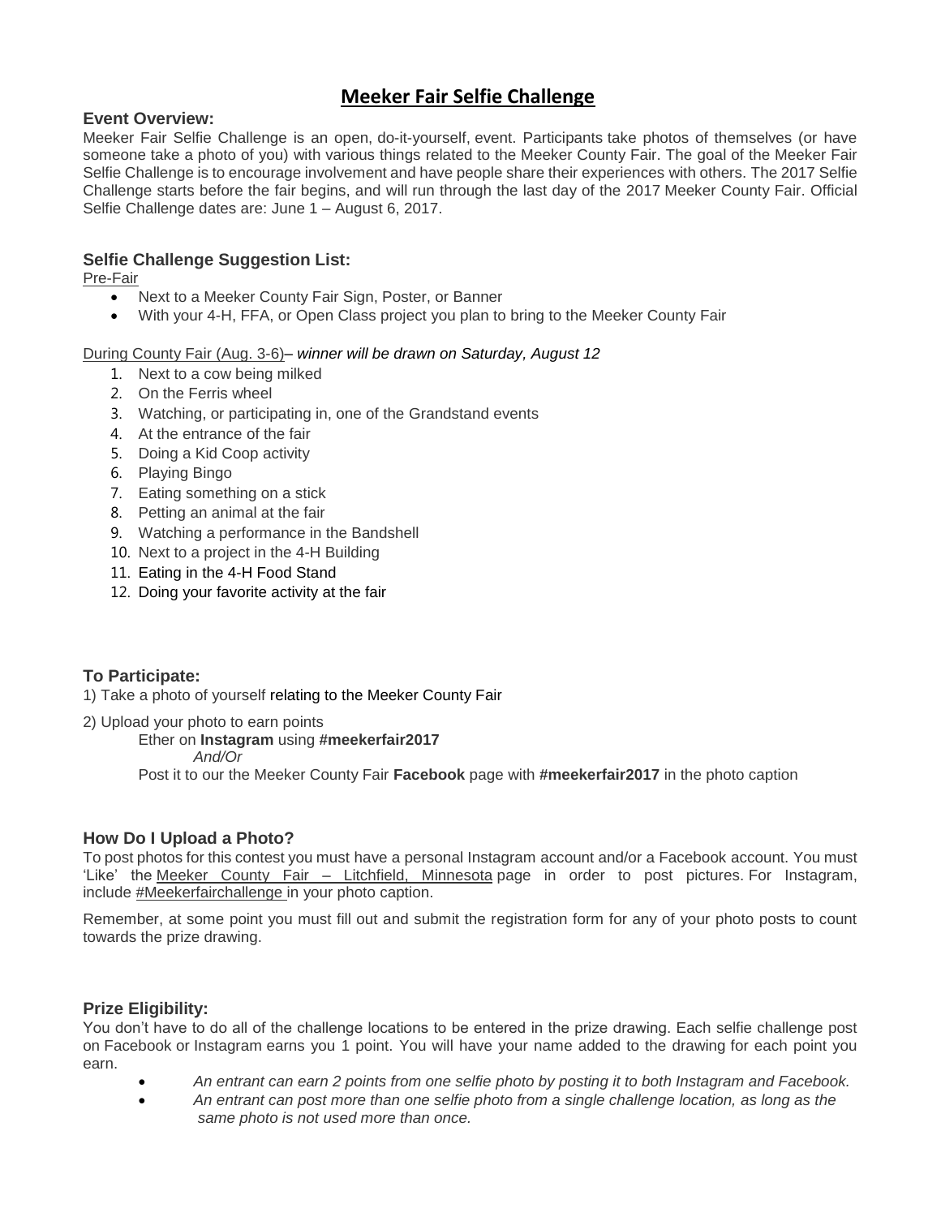# Meeker Fair Selfie Challenge

### Event Overview:

Meeker Fair Selfie Challenge is an open, do-it-yourself, event. Participants take photos of themselves (or have someone take a photo of you) with various things related to the Meeker County Fair. The goal of the Meeker Fair Selfie Challenge is to encourage involvement and have people share their experiences with others. The 2017 Selfie Challenge starts before the fair begins, and will run through the last day of the 2017 Meeker County Fair. Official Selfie Challenge dates are: June 1 – August 6, 2017.

### Selfie Challenge Suggestion List:

Pre-Fair

- Next to a Meeker County Fair Sign, Poster, or Banner
- With your 4-H, FFA, or Open Class project you plan to bring to the Meeker County Fair

During County Fair (Aug. 3-6)– *winner will be drawn on Saturday, August 12*

1. Next to a cow being milked
2. On the Ferris wheel
3. Watching, or participating in, one of the Grandstand events
4. At the entrance of the fair
5. Doing a Kid Coop activity
6. Playing Bingo
7. Eating something on a stick
8. Petting an animal at the fair
9. Watching a performance in the Bandshell
10. Next to a project in the 4-H Building
11. Eating in the 4-H Food Stand
12. Doing your favorite activity at the fair

### To Participate:

1) Take a photo of yourself relating to the Meeker County Fair

2) Upload your photo to earn points

Ether on **Instagram** using **#meekerfair2017**

*And/Or*

Post it to our the Meeker County Fair **Facebook** page with **#meekerfair2017** in the photo caption

### How Do I Upload a Photo?

To post photos for this contest you must have a personal Instagram account and/or a Facebook account. You must 'Like' the Meeker County Fair – Litchfield, Minnesota page in order to post pictures. For Instagram, include #Meekerfairchallenge in your photo caption.

Remember, at some point you must fill out and submit the registration form for any of your photo posts to count towards the prize drawing.

### Prize Eligibility:

You don't have to do all of the challenge locations to be entered in the prize drawing. Each selfie challenge post on Facebook or Instagram earns you 1 point. You will have your name added to the drawing for each point you earn.

- *An entrant can earn 2 points from one selfie photo by posting it to both Instagram and Facebook.*
- *An entrant can post more than one selfie photo from a single challenge location, as long as the same photo is not used more than once.*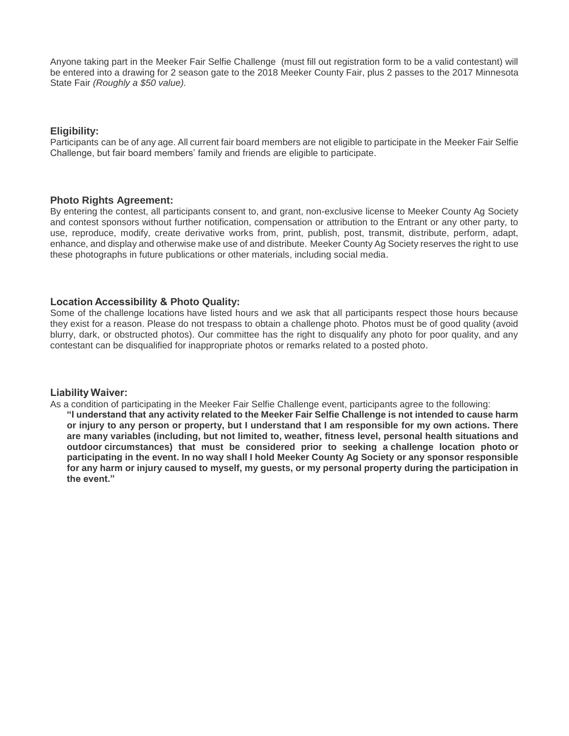Anyone taking part in the Meeker Fair Selfie Challenge (must fill out registration form to be a valid contestant) will be entered into a drawing for 2 season gate to the 2018 Meeker County Fair, plus 2 passes to the 2017 Minnesota State Fair *(Roughly a $50 value).*

### Eligibility:

Participants can be of any age. All current fair board members are not eligible to participate in the Meeker Fair Selfie Challenge, but fair board members' family and friends are eligible to participate.

### Photo Rights Agreement:

By entering the contest, all participants consent to, and grant, non-exclusive license to Meeker County Ag Society and contest sponsors without further notification, compensation or attribution to the Entrant or any other party, to use, reproduce, modify, create derivative works from, print, publish, post, transmit, distribute, perform, adapt, enhance, and display and otherwise make use of and distribute. Meeker County Ag Society reserves the right to use these photographs in future publications or other materials, including social media.

### Location Accessibility & Photo Quality:

Some of the challenge locations have listed hours and we ask that all participants respect those hours because they exist for a reason. Please do not trespass to obtain a challenge photo. Photos must be of good quality (avoid blurry, dark, or obstructed photos). Our committee has the right to disqualify any photo for poor quality, and any contestant can be disqualified for inappropriate photos or remarks related to a posted photo.

### Liability Waiver:

As a condition of participating in the Meeker Fair Selfie Challenge event, participants agree to the following:

> **"I understand that any activity related to the Meeker Fair Selfie Challenge is not intended to cause harm or injury to any person or property, but I understand that I am responsible for my own actions. There are many variables (including, but not limited to, weather, fitness level, personal health situations and outdoor circumstances) that must be considered prior to seeking a challenge location photo or participating in the event. In no way shall I hold Meeker County Ag Society or any sponsor responsible for any harm or injury caused to myself, my guests, or my personal property during the participation in the event."**